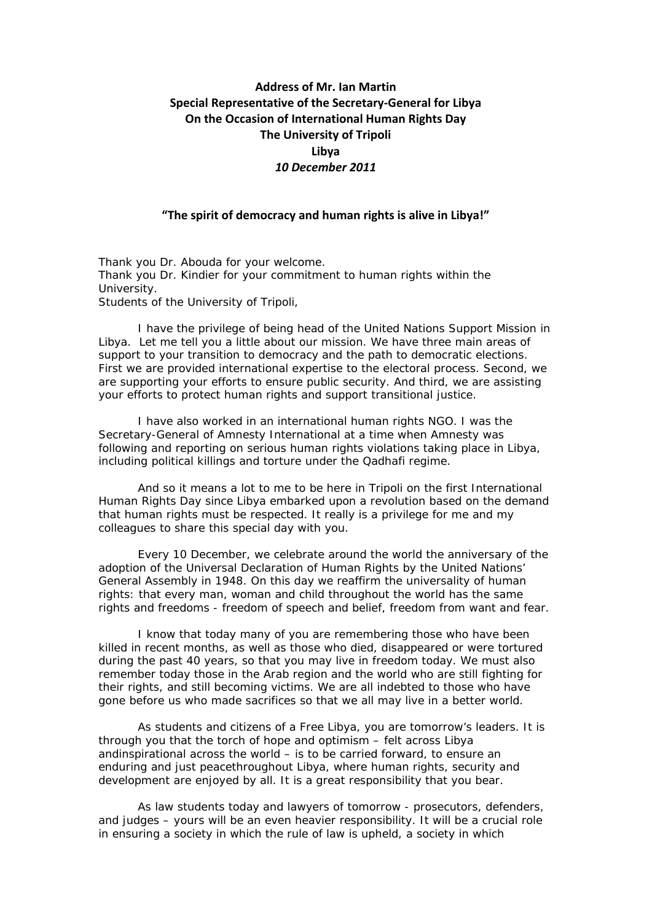**Address of Mr. Ian Martin**
**Special Representative of the Secretary-General for Libya**
**On the Occasion of International Human Rights Day**
**The University of Tripoli**
**Libya**
***10 December 2011***

## "The spirit of democracy and human rights is alive in Libya!"

Thank you Dr. Abouda for your welcome.
Thank you Dr. Kindier for your commitment to human rights within the University.
Students of the University of Tripoli,

I have the privilege of being head of the United Nations Support Mission in Libya. Let me tell you a little about our mission. We have three main areas of support to your transition to democracy and the path to democratic elections. First we are provided international expertise to the electoral process. Second, we are supporting your efforts to ensure public security. And third, we are assisting your efforts to protect human rights and support transitional justice.

I have also worked in an international human rights NGO. I was the Secretary-General of Amnesty International at a time when Amnesty was following and reporting on serious human rights violations taking place in Libya, including political killings and torture under the Qadhafi regime.

And so it means a lot to me to be here in Tripoli on the first International Human Rights Day since Libya embarked upon a revolution based on the demand that human rights must be respected. It really is a privilege for me and my colleagues to share this special day with you.

Every 10 December, we celebrate around the world the anniversary of the adoption of the Universal Declaration of Human Rights by the United Nations' General Assembly in 1948. On this day we reaffirm the universality of human rights: that every man, woman and child throughout the world has the same rights and freedoms - freedom of speech and belief, freedom from want and fear.

I know that today many of you are remembering those who have been killed in recent months, as well as those who died, disappeared or were tortured during the past 40 years, so that you may live in freedom today. We must also remember today those in the Arab region and the world who are still fighting for their rights, and still becoming victims. We are all indebted to those who have gone before us who made sacrifices so that we all may live in a better world.

As students and citizens of a Free Libya, you are tomorrow's leaders. It is through you that the torch of hope and optimism – felt across Libya andinspirational across the world – is to be carried forward, to ensure an enduring and just peacethroughout Libya, where human rights, security and development are enjoyed by all. It is a great responsibility that you bear.

As law students today and lawyers of tomorrow - prosecutors, defenders, and judges – yours will be an even heavier responsibility. It will be a crucial role in ensuring a society in which the rule of law is upheld, a society in which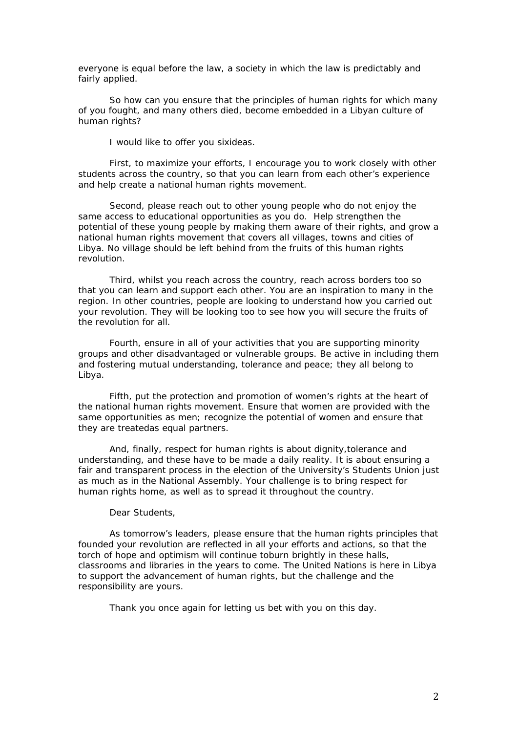everyone is equal before the law, a society in which the law is predictably and fairly applied.

So how can you ensure that the principles of human rights for which many of you fought, and many others died, become embedded in a Libyan culture of human rights?

I would like to offer you sixideas.

First, to maximize your efforts, I encourage you to work closely with other students across the country, so that you can learn from each other's experience and help create a national human rights movement.

Second, please reach out to other young people who do not enjoy the same access to educational opportunities as you do. Help strengthen the potential of these young people by making them aware of their rights, and grow a national human rights movement that covers all villages, towns and cities of Libya. No village should be left behind from the fruits of this human rights revolution.

Third, whilst you reach across the country, reach across borders too so that you can learn and support each other. You are an inspiration to many in the region. In other countries, people are looking to understand how you carried out your revolution. They will be looking too to see how you will secure the fruits of the revolution for all.

Fourth, ensure in all of your activities that you are supporting minority groups and other disadvantaged or vulnerable groups. Be active in including them and fostering mutual understanding, tolerance and peace; they all belong to Libya.

Fifth, put the protection and promotion of women's rights at the heart of the national human rights movement. Ensure that women are provided with the same opportunities as men; recognize the potential of women and ensure that they are treatedas equal partners.

And, finally, respect for human rights is about dignity,tolerance and understanding, and these have to be made a daily reality. It is about ensuring a fair and transparent process in the election of the University's Students Union just as much as in the National Assembly. Your challenge is to bring respect for human rights home, as well as to spread it throughout the country.

Dear Students,

As tomorrow's leaders, please ensure that the human rights principles that founded your revolution are reflected in all your efforts and actions, so that the torch of hope and optimism will continue toburn brightly in these halls, classrooms and libraries in the years to come. The United Nations is here in Libya to support the advancement of human rights, but the challenge and the responsibility are yours.

Thank you once again for letting us bet with you on this day.